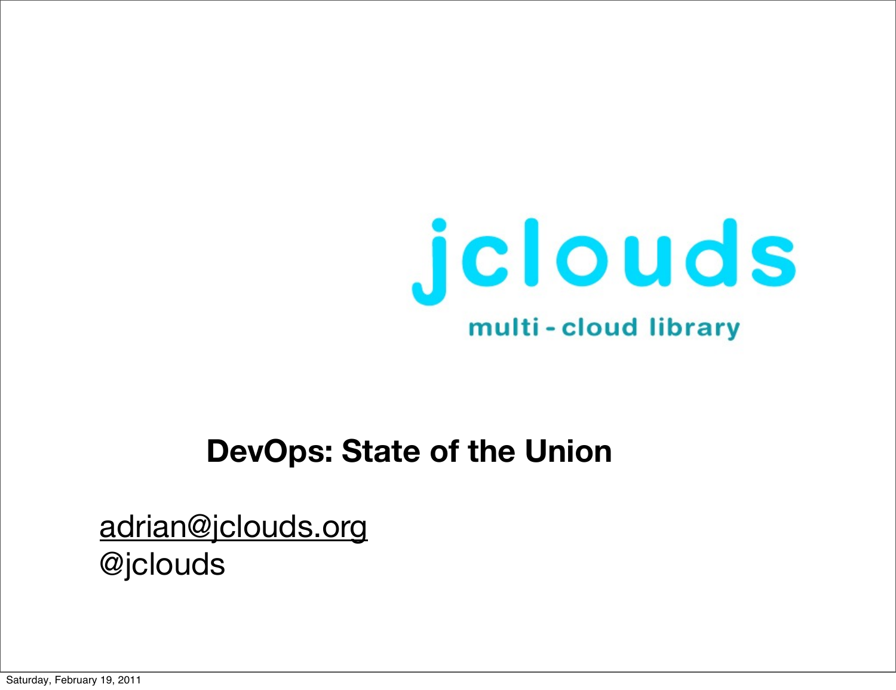jclouds

multi - cloud library

# DevOps: State of the Union

adrian@jclouds.org
@jclouds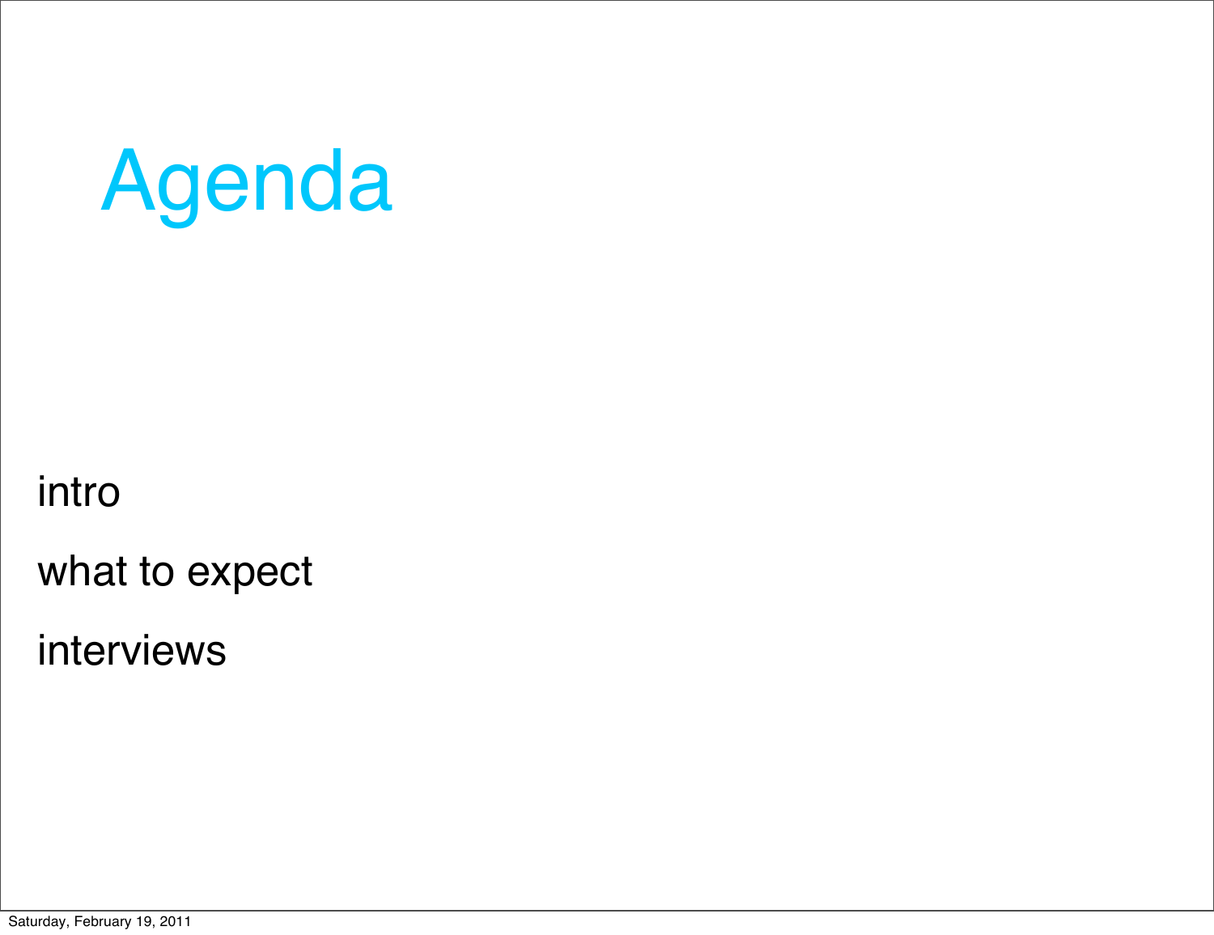# Agenda

intro

what to expect

interviews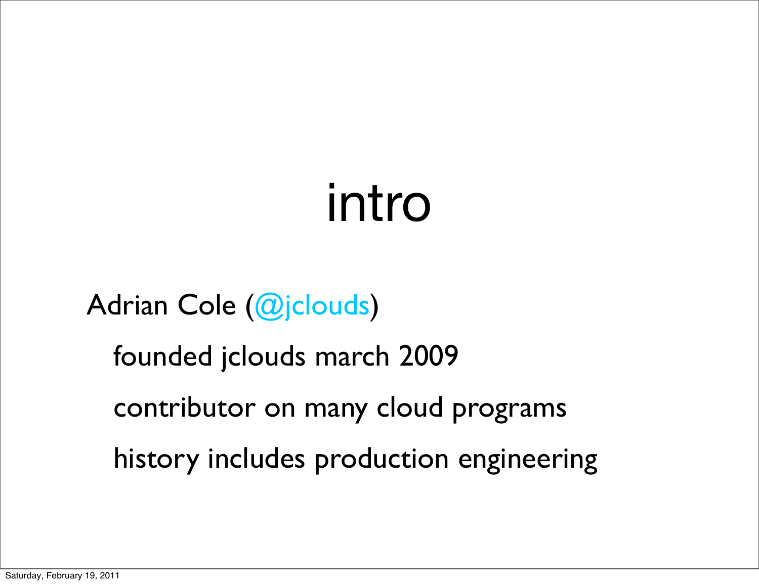# intro

- Adrian Cole (@jclouds)
  - founded jclouds march 2009
  - contributor on many cloud programs
  - history includes production engineering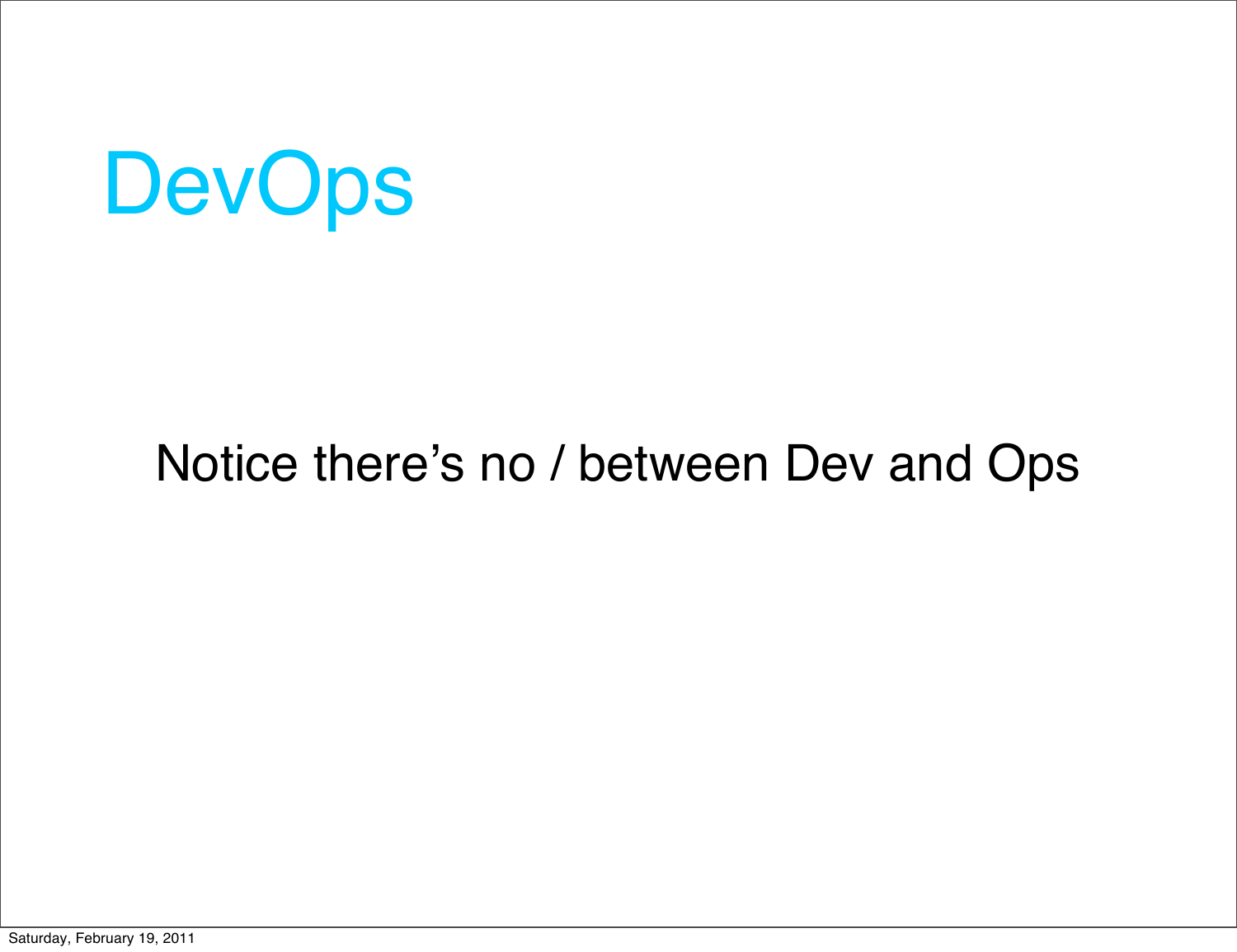# DevOps

Notice there's no / between Dev and Ops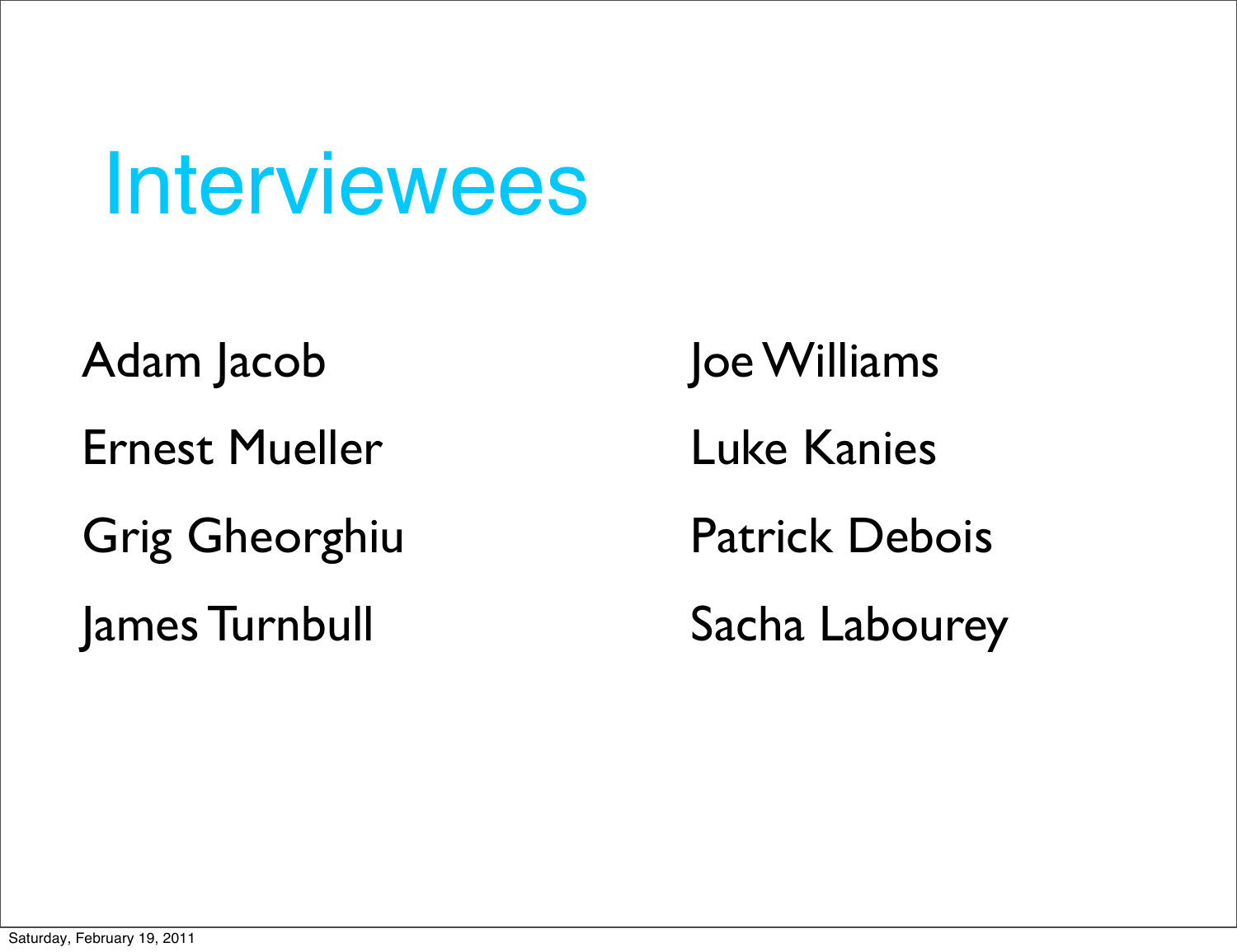# Interviewees

- Adam Jacob
- Ernest Mueller
- Grig Gheorghiu
- James Turnbull
- Joe Williams
- Luke Kanies
- Patrick Debois
- Sacha Labourey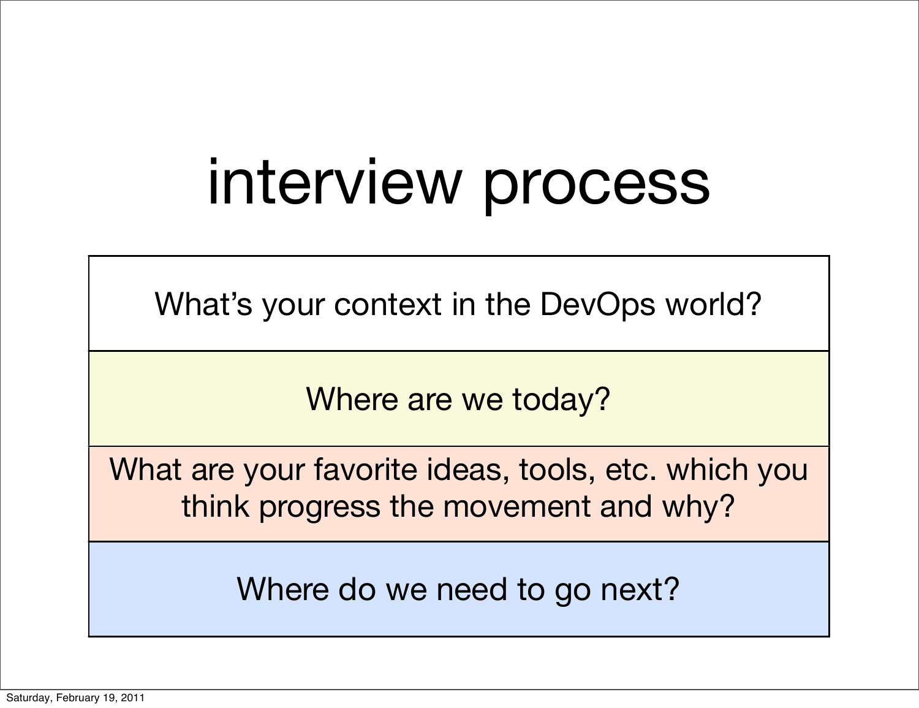# interview process

What's your context in the DevOps world?

Where are we today?

What are your favorite ideas, tools, etc. which you think progress the movement and why?

Where do we need to go next?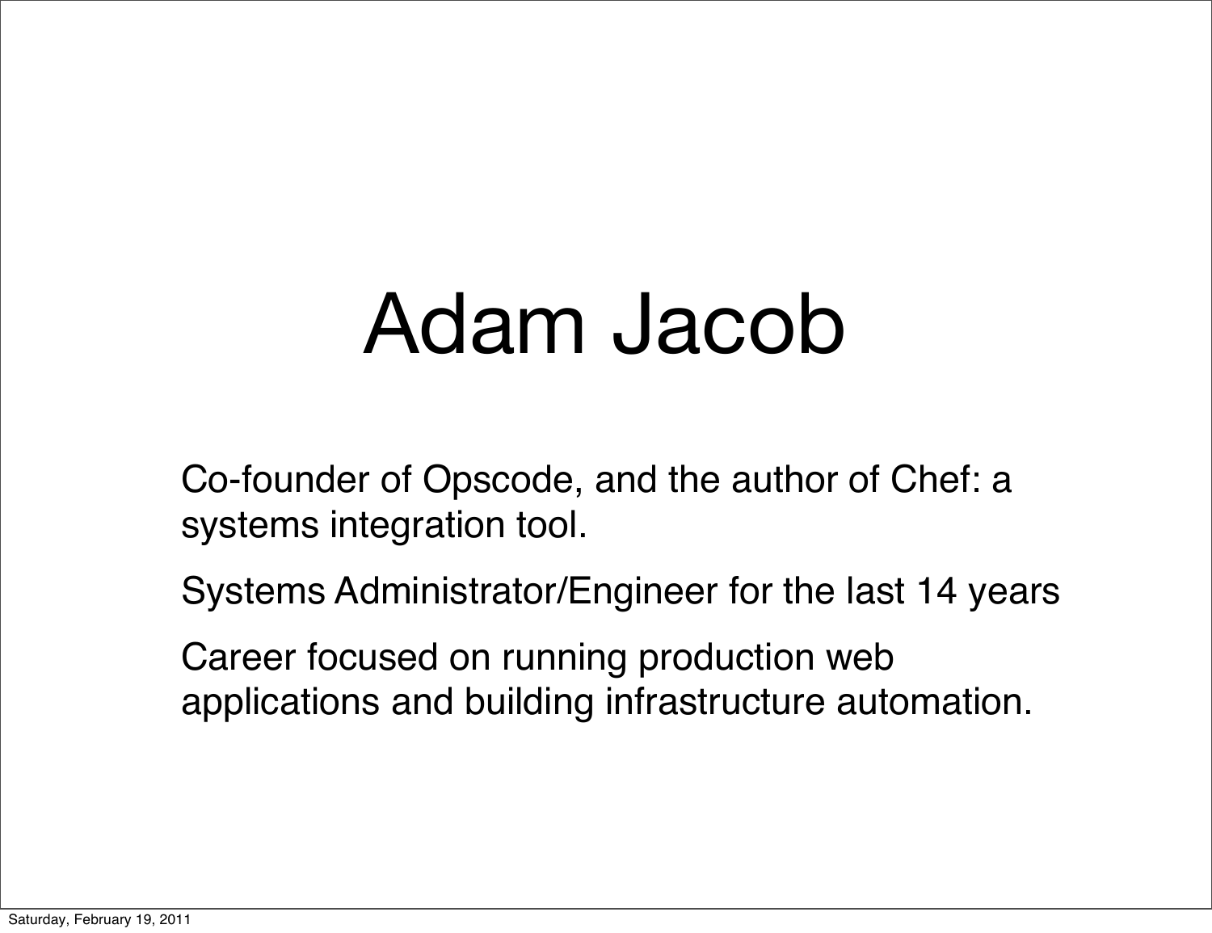# Adam Jacob

Co-founder of Opscode, and the author of Chef: a systems integration tool.

Systems Administrator/Engineer for the last 14 years

Career focused on running production web applications and building infrastructure automation.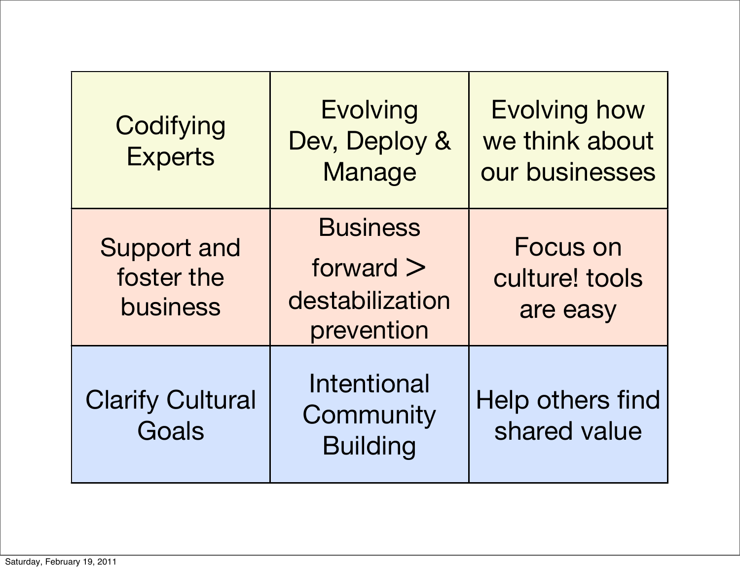| | | |
|---|---|---|
| Codifying Experts | Evolving Dev, Deploy & Manage | Evolving how we think about our businesses |
| Support and foster the business | Business forward > destabilization prevention | Focus on culture! tools are easy |
| Clarify Cultural Goals | Intentional Community Building | Help others find shared value |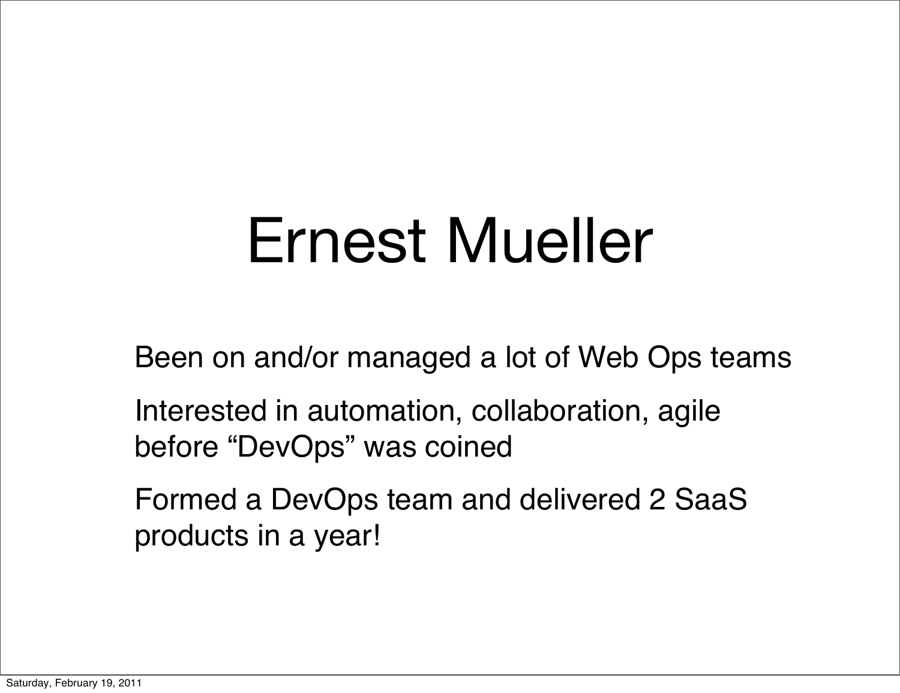# Ernest Mueller

Been on and/or managed a lot of Web Ops teams

Interested in automation, collaboration, agile before “DevOps” was coined

Formed a DevOps team and delivered 2 SaaS products in a year!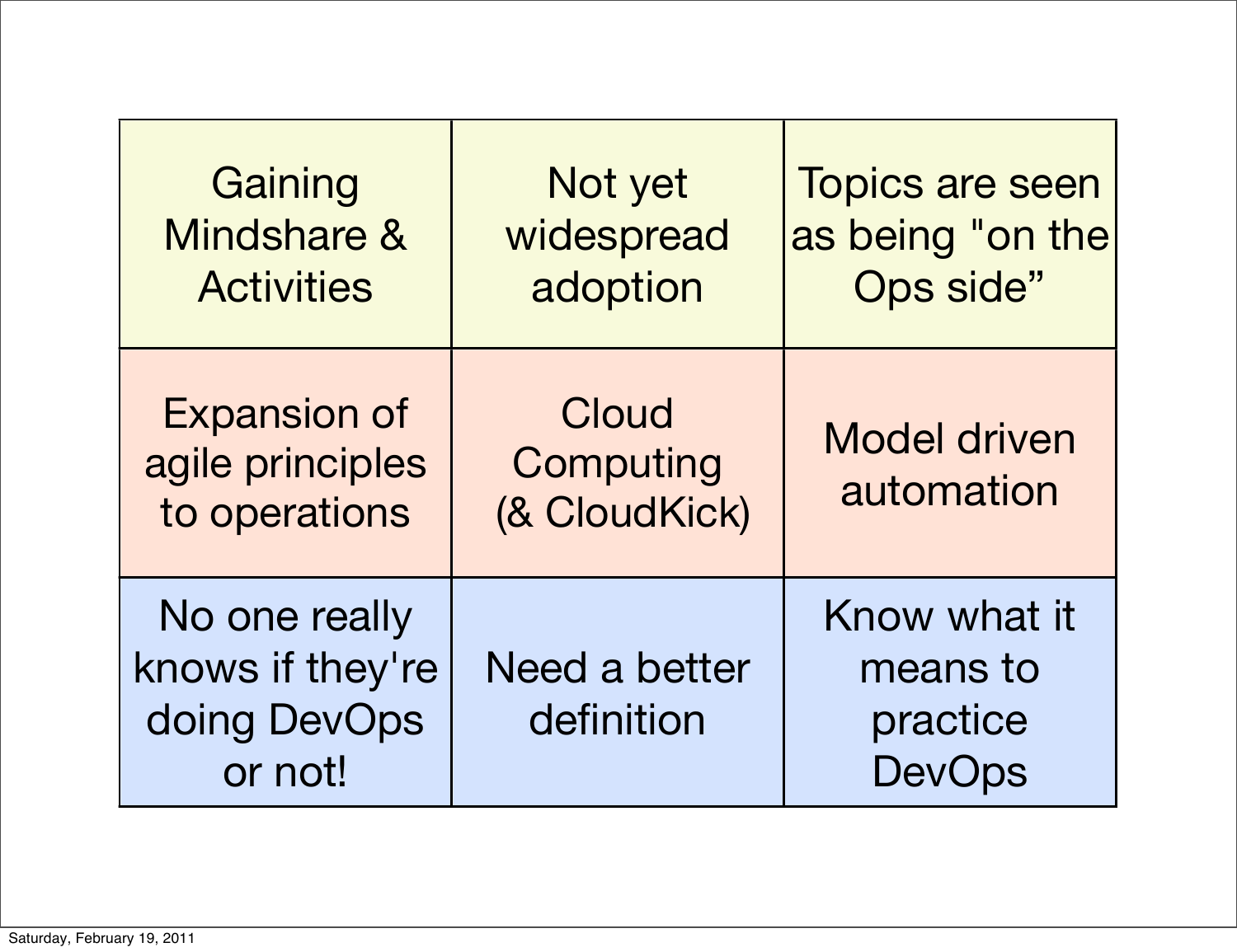| | | |
|---|---|---|
| Gaining Mindshare & Activities | Not yet widespread adoption | Topics are seen as being "on the Ops side" |
| Expansion of agile principles to operations | Cloud Computing (& CloudKick) | Model driven automation |
| No one really knows if they're doing DevOps or not! | Need a better definition | Know what it means to practice DevOps |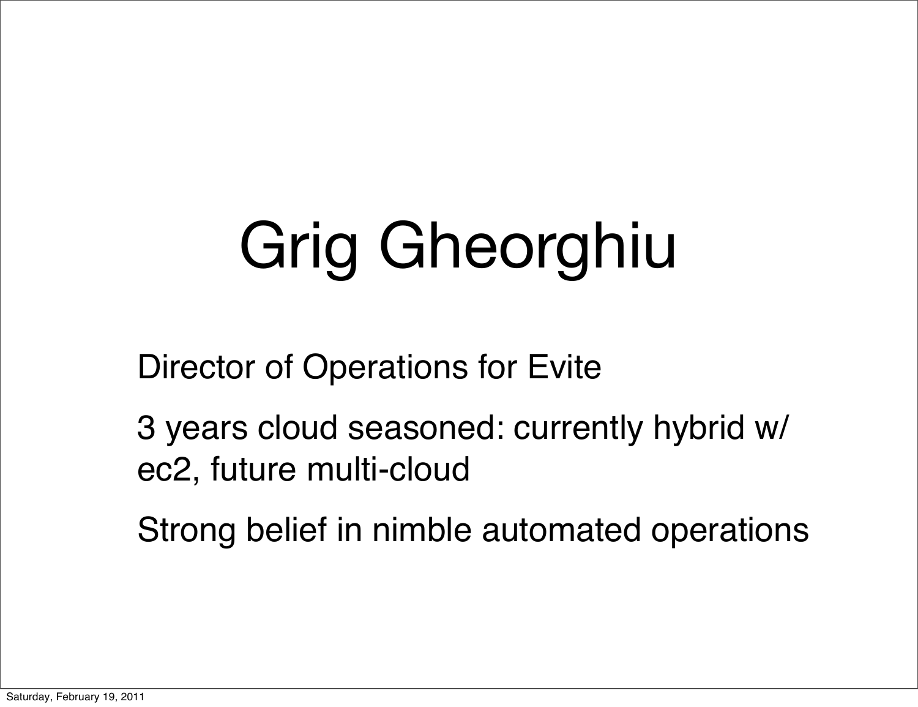# Grig Gheorghiu

Director of Operations for Evite

3 years cloud seasoned: currently hybrid w/ ec2, future multi-cloud

Strong belief in nimble automated operations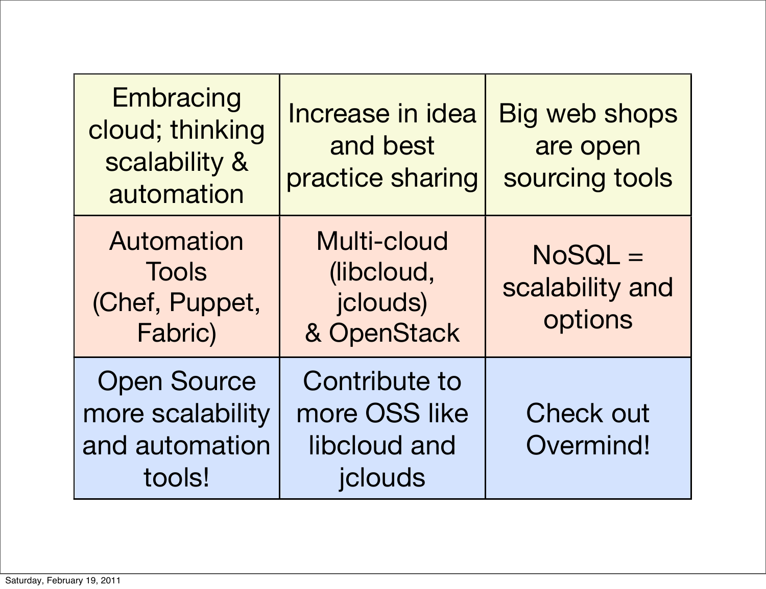| | | |
|---|---|---|
| Embracing cloud; thinking scalability & automation | Increase in idea and best practice sharing | Big web shops are open sourcing tools |
| Automation Tools (Chef, Puppet, Fabric) | Multi-cloud (libcloud, jclouds) & OpenStack | NoSQL = scalability and options |
| Open Source more scalability and automation tools! | Contribute to more OSS like libcloud and jclouds | Check out Overmind! |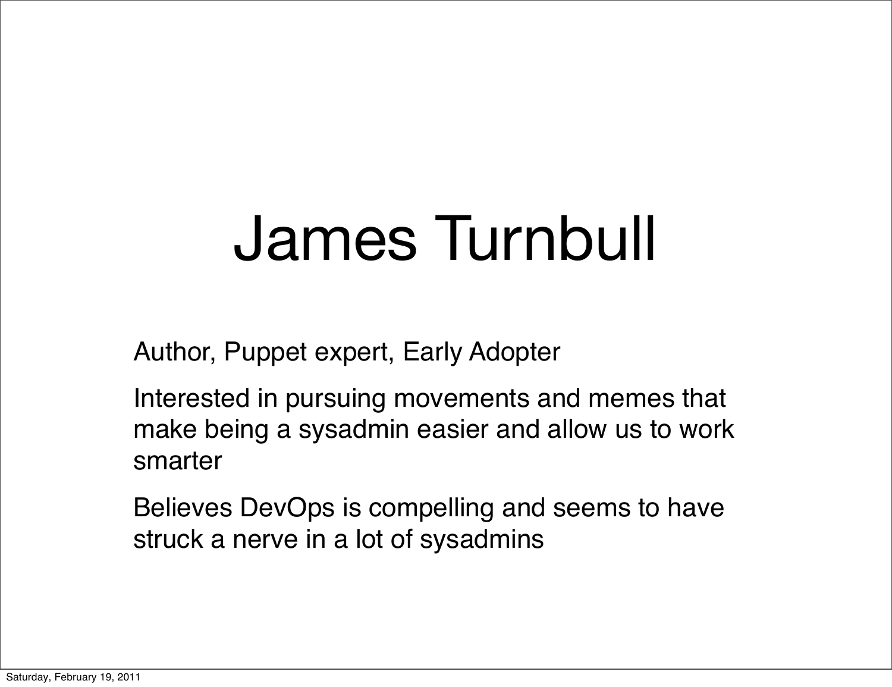# James Turnbull

Author, Puppet expert, Early Adopter

Interested in pursuing movements and memes that make being a sysadmin easier and allow us to work smarter

Believes DevOps is compelling and seems to have struck a nerve in a lot of sysadmins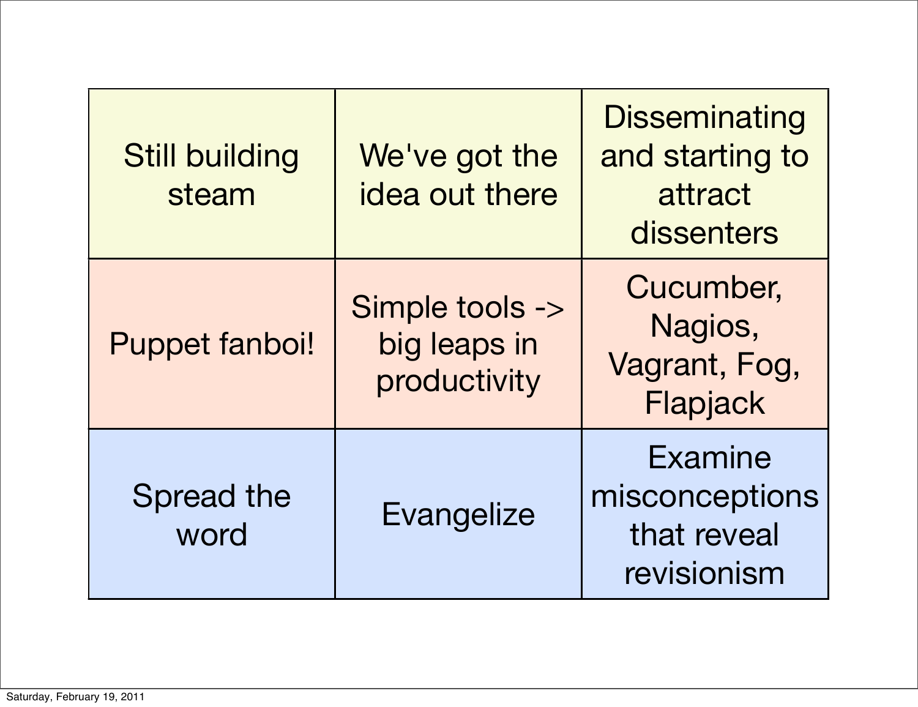| Still building steam | We've got the idea out there | Disseminating and starting to attract dissenters |
|---|---|---|
| Puppet fanboi! | Simple tools -> big leaps in productivity | Cucumber, Nagios, Vagrant, Fog, Flapjack |
| Spread the word | Evangelize | Examine misconceptions that reveal revisionism |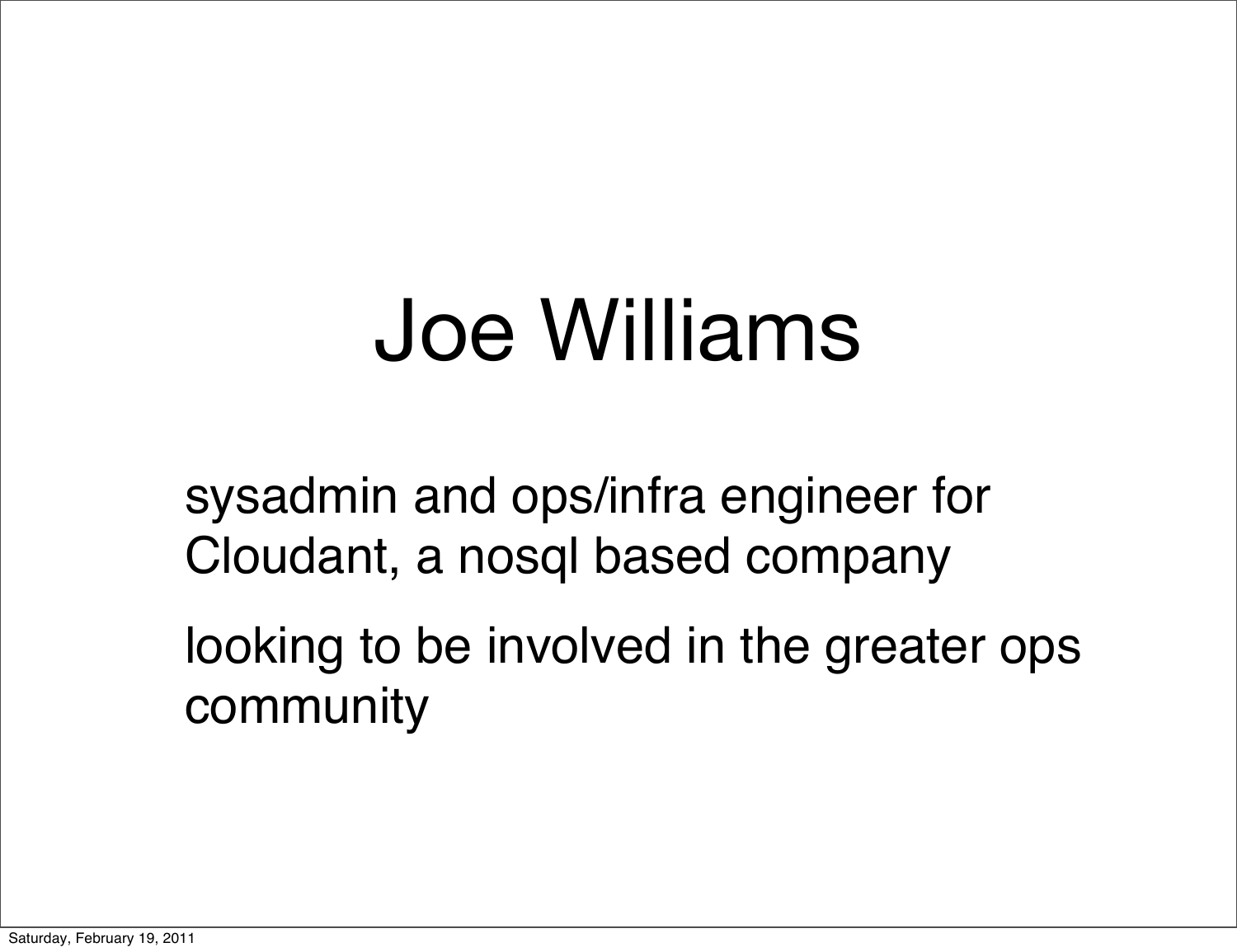# Joe Williams

- sysadmin and ops/infra engineer for Cloudant, a nosql based company
- looking to be involved in the greater ops community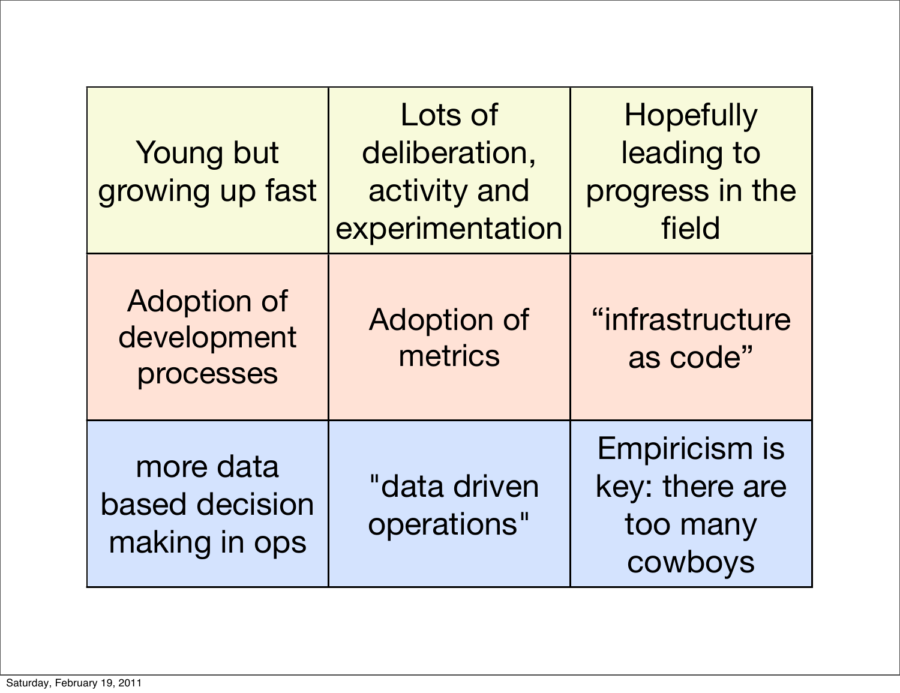| Young but growing up fast | Lots of deliberation, activity and experimentation | Hopefully leading to progress in the field |
| --- | --- | --- |
| Adoption of development processes | Adoption of metrics | “infrastructure as code” |
| more data based decision making in ops | "data driven operations" | Empiricism is key: there are too many cowboys |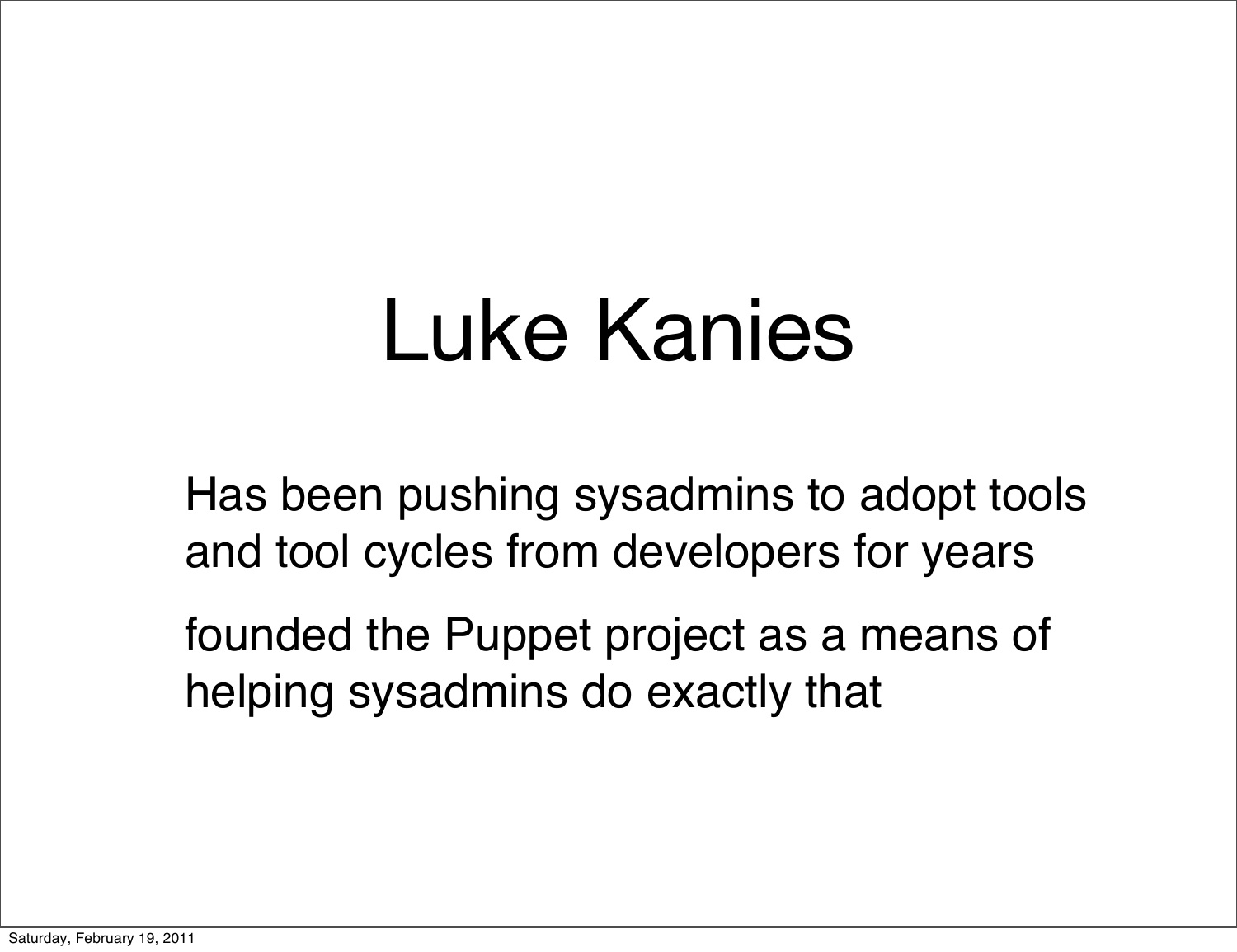# Luke Kanies

Has been pushing sysadmins to adopt tools and tool cycles from developers for years

founded the Puppet project as a means of helping sysadmins do exactly that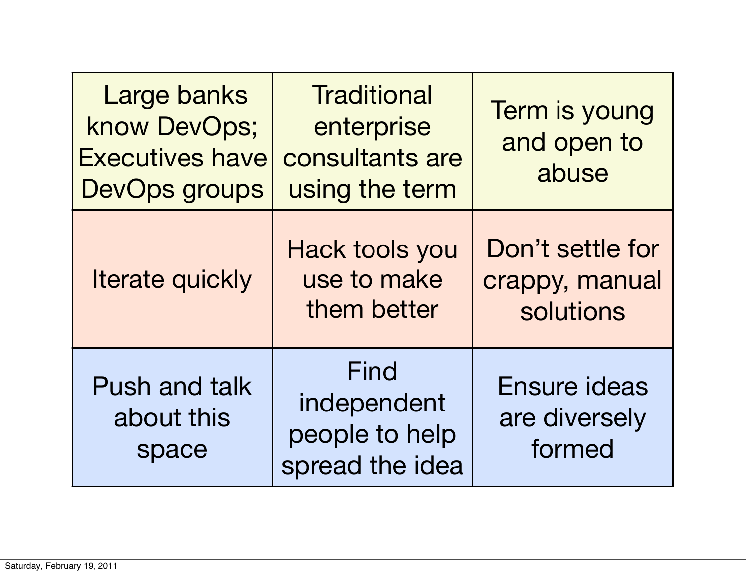| | | |
|---|---|---|
| Large banks know DevOps; Executives have DevOps groups | Traditional enterprise consultants are using the term | Term is young and open to abuse |
| Iterate quickly | Hack tools you use to make them better | Don't settle for crappy, manual solutions |
| Push and talk about this space | Find independent people to help spread the idea | Ensure ideas are diversely formed |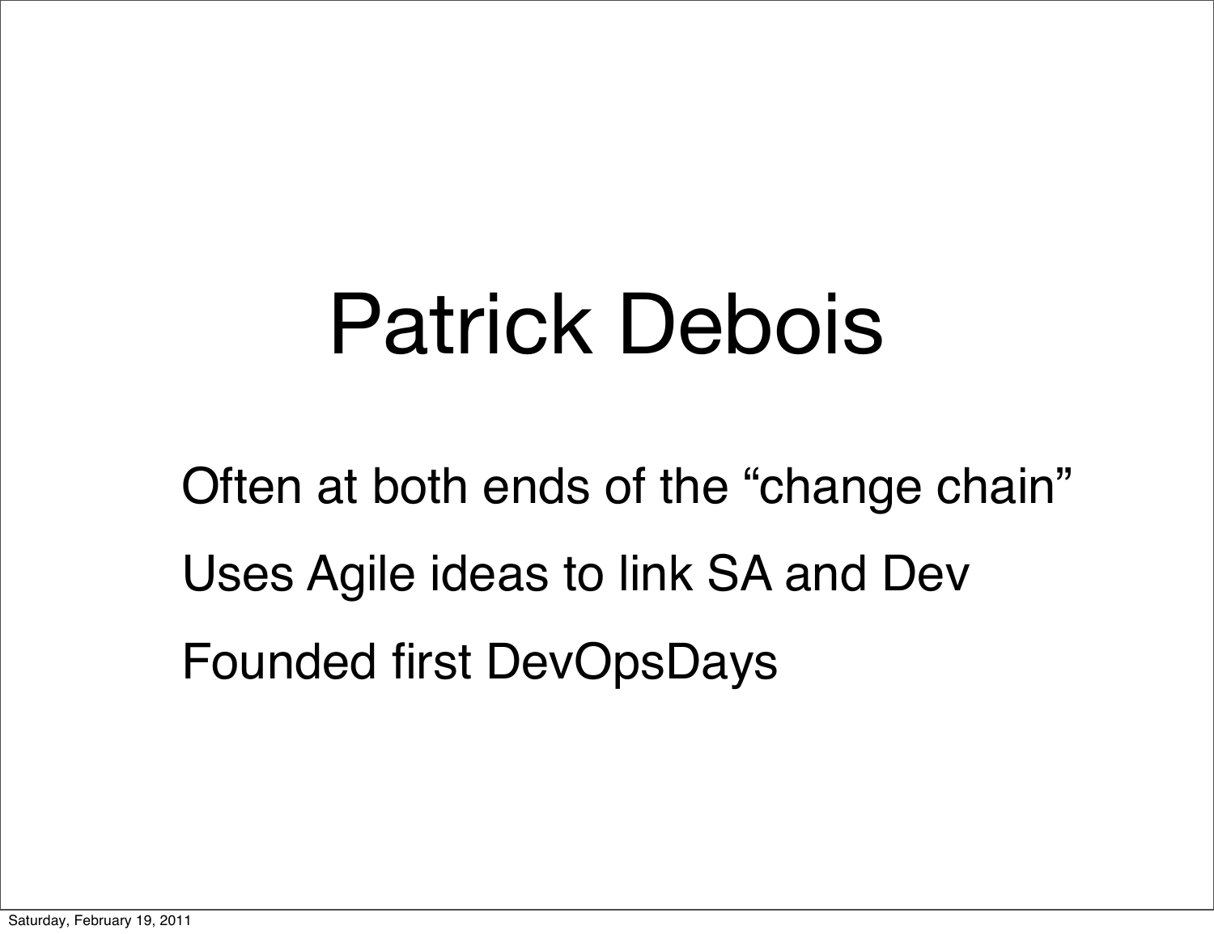# Patrick Debois

Often at both ends of the “change chain”

Uses Agile ideas to link SA and Dev

Founded first DevOpsDays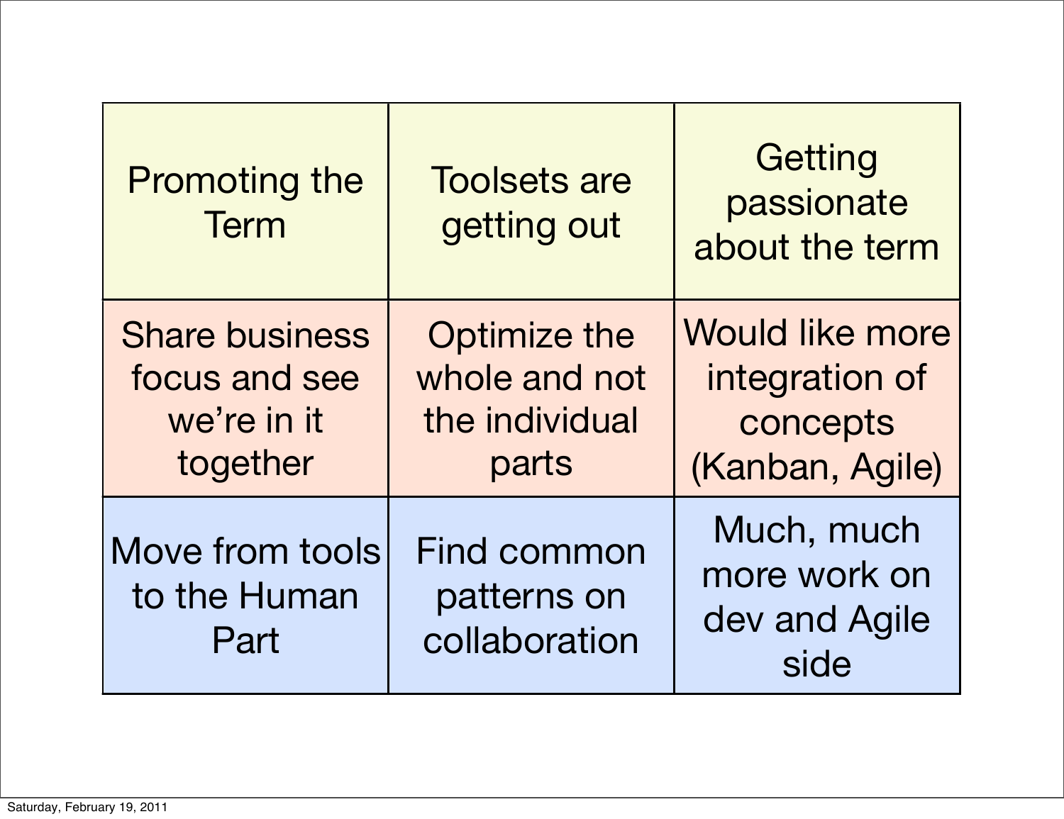| Promoting the Term | Toolsets are getting out | Getting passionate about the term |
|---|---|---|
| Share business focus and see we're in it together | Optimize the whole and not the individual parts | Would like more integration of concepts (Kanban, Agile) |
| Move from tools to the Human Part | Find common patterns on collaboration | Much, much more work on dev and Agile side |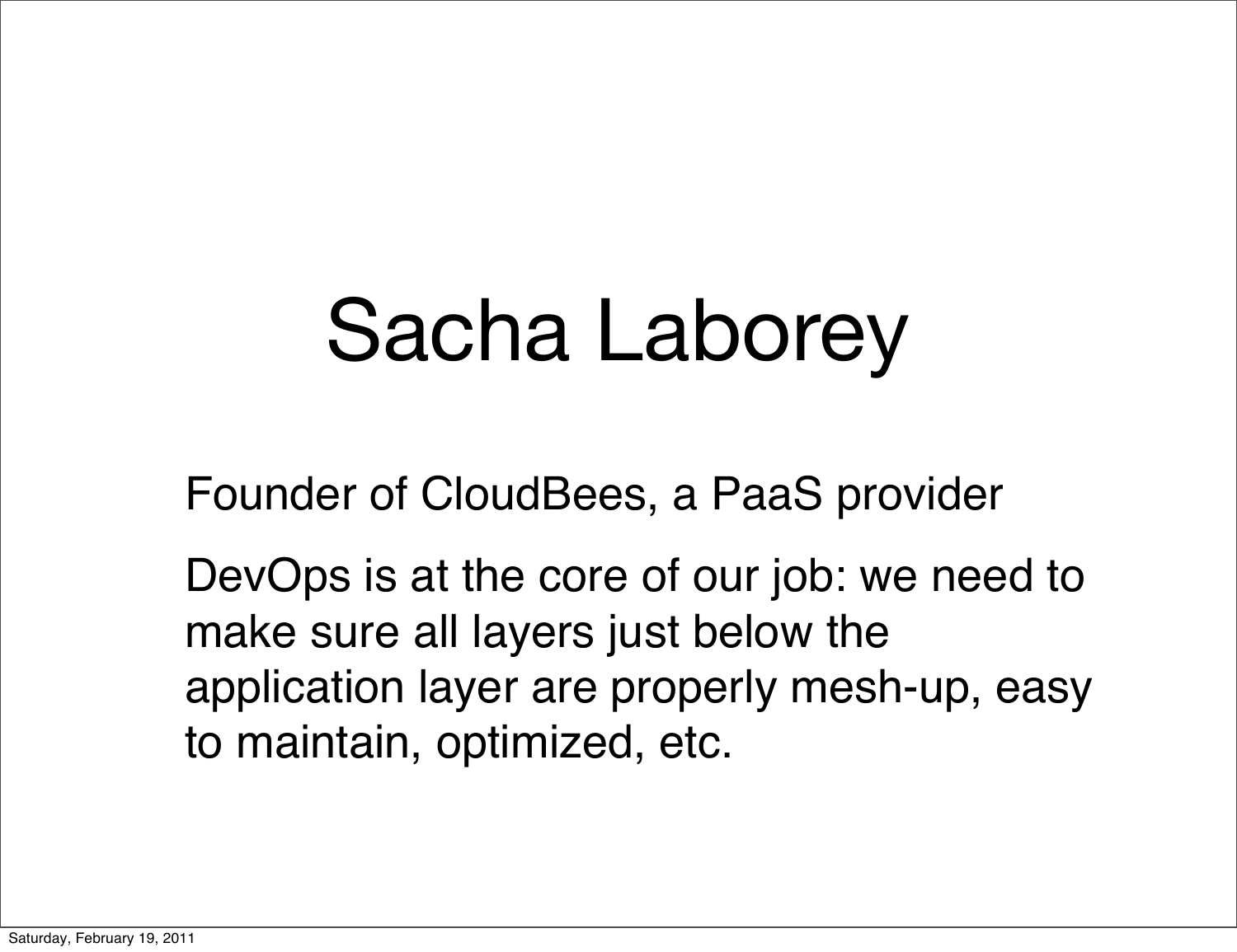# Sacha Laborey

Founder of CloudBees, a PaaS provider

DevOps is at the core of our job: we need to make sure all layers just below the application layer are properly mesh-up, easy to maintain, optimized, etc.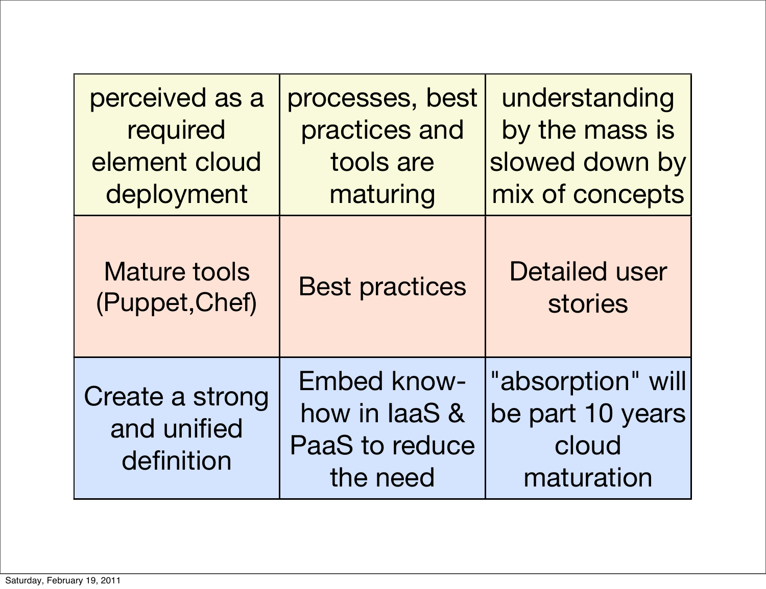| | | |
|---|---|---|
| perceived as a required element cloud deployment | processes, best practices and tools are maturing | understanding by the mass is slowed down by mix of concepts |
| Mature tools (Puppet,Chef) | Best practices | Detailed user stories |
| Create a strong and unified definition | Embed know-how in IaaS & PaaS to reduce the need | "absorption" will be part 10 years cloud maturation |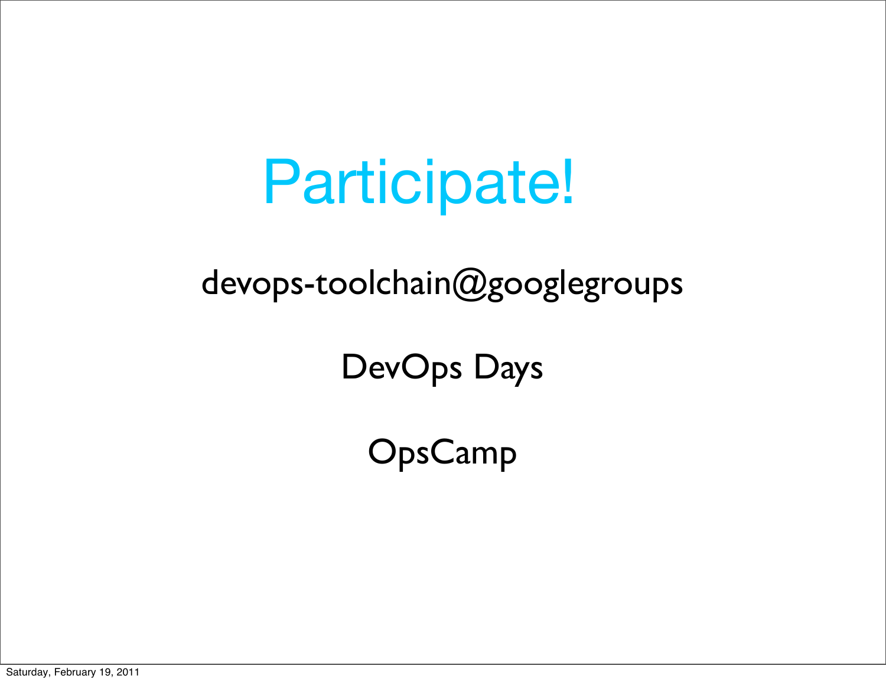# Participate!

devops-toolchain@googlegroups

DevOps Days

OpsCamp